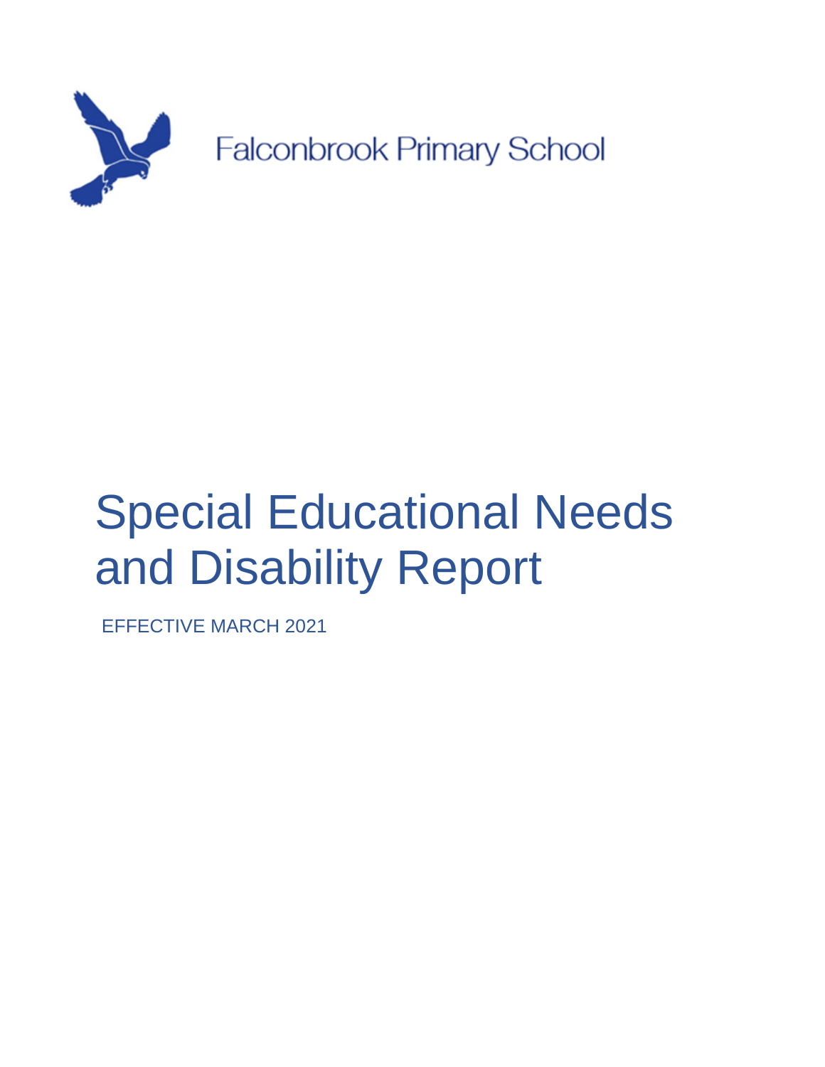Falconbrook Primary School

# Special Educational Needs and Disability Report

EFFECTIVE MARCH 2021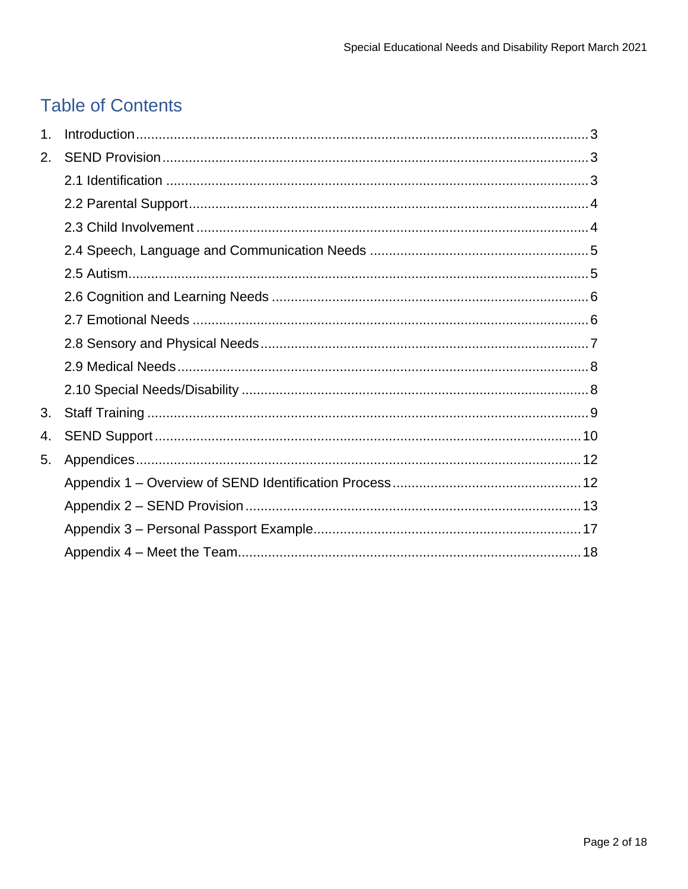## Table of Contents

1. Introduction ........ 3
2. SEND Provision ........ 3
   - 2.1 Identification ........ 3
   - 2.2 Parental Support ........ 4
   - 2.3 Child Involvement ........ 4
   - 2.4 Speech, Language and Communication Needs ........ 5
   - 2.5 Autism ........ 5
   - 2.6 Cognition and Learning Needs ........ 6
   - 2.7 Emotional Needs ........ 6
   - 2.8 Sensory and Physical Needs ........ 7
   - 2.9 Medical Needs ........ 8
   - 2.10 Special Needs/Disability ........ 8
3. Staff Training ........ 9
4. SEND Support ........ 10
5. Appendices ........ 12
   - Appendix 1 – Overview of SEND Identification Process ........ 12
   - Appendix 2 – SEND Provision ........ 13
   - Appendix 3 – Personal Passport Example ........ 17
   - Appendix 4 – Meet the Team ........ 18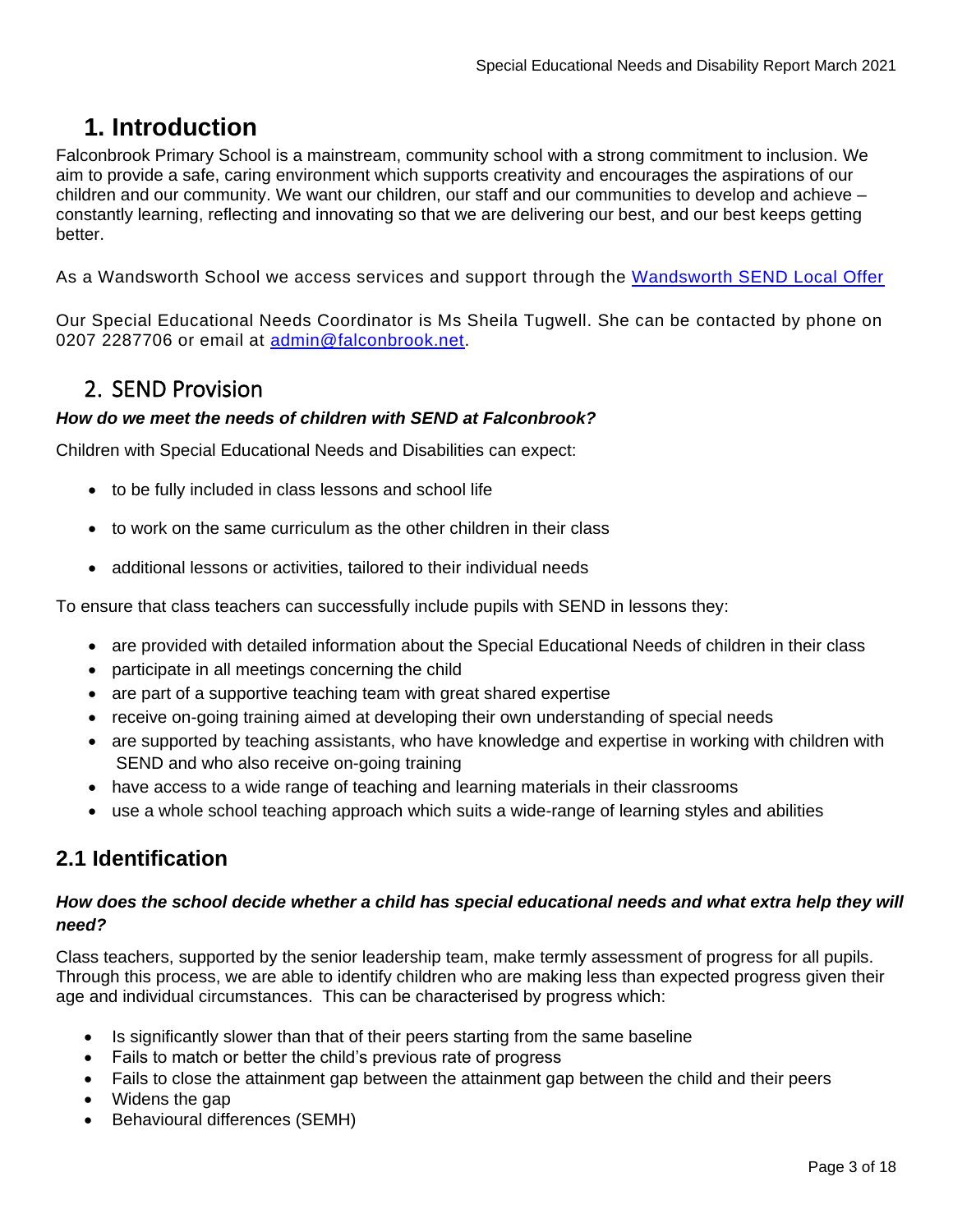# 1. Introduction

Falconbrook Primary School is a mainstream, community school with a strong commitment to inclusion. We aim to provide a safe, caring environment which supports creativity and encourages the aspirations of our children and our community. We want our children, our staff and our communities to develop and achieve – constantly learning, reflecting and innovating so that we are delivering our best, and our best keeps getting better.

As a Wandsworth School we access services and support through the [Wandsworth SEND Local Offer]

Our Special Educational Needs Coordinator is Ms Sheila Tugwell. She can be contacted by phone on 0207 2287706 or email at admin@falconbrook.net.

## 2. SEND Provision

***How do we meet the needs of children with SEND at Falconbrook?***

Children with Special Educational Needs and Disabilities can expect:

- to be fully included in class lessons and school life
- to work on the same curriculum as the other children in their class
- additional lessons or activities, tailored to their individual needs

To ensure that class teachers can successfully include pupils with SEND in lessons they:

- are provided with detailed information about the Special Educational Needs of children in their class
- participate in all meetings concerning the child
- are part of a supportive teaching team with great shared expertise
- receive on-going training aimed at developing their own understanding of special needs
- are supported by teaching assistants, who have knowledge and expertise in working with children with SEND and who also receive on-going training
- have access to a wide range of teaching and learning materials in their classrooms
- use a whole school teaching approach which suits a wide-range of learning styles and abilities

## 2.1 Identification

***How does the school decide whether a child has special educational needs and what extra help they will need?***

Class teachers, supported by the senior leadership team, make termly assessment of progress for all pupils. Through this process, we are able to identify children who are making less than expected progress given their age and individual circumstances. This can be characterised by progress which:

- Is significantly slower than that of their peers starting from the same baseline
- Fails to match or better the child's previous rate of progress
- Fails to close the attainment gap between the attainment gap between the child and their peers
- Widens the gap
- Behavioural differences (SEMH)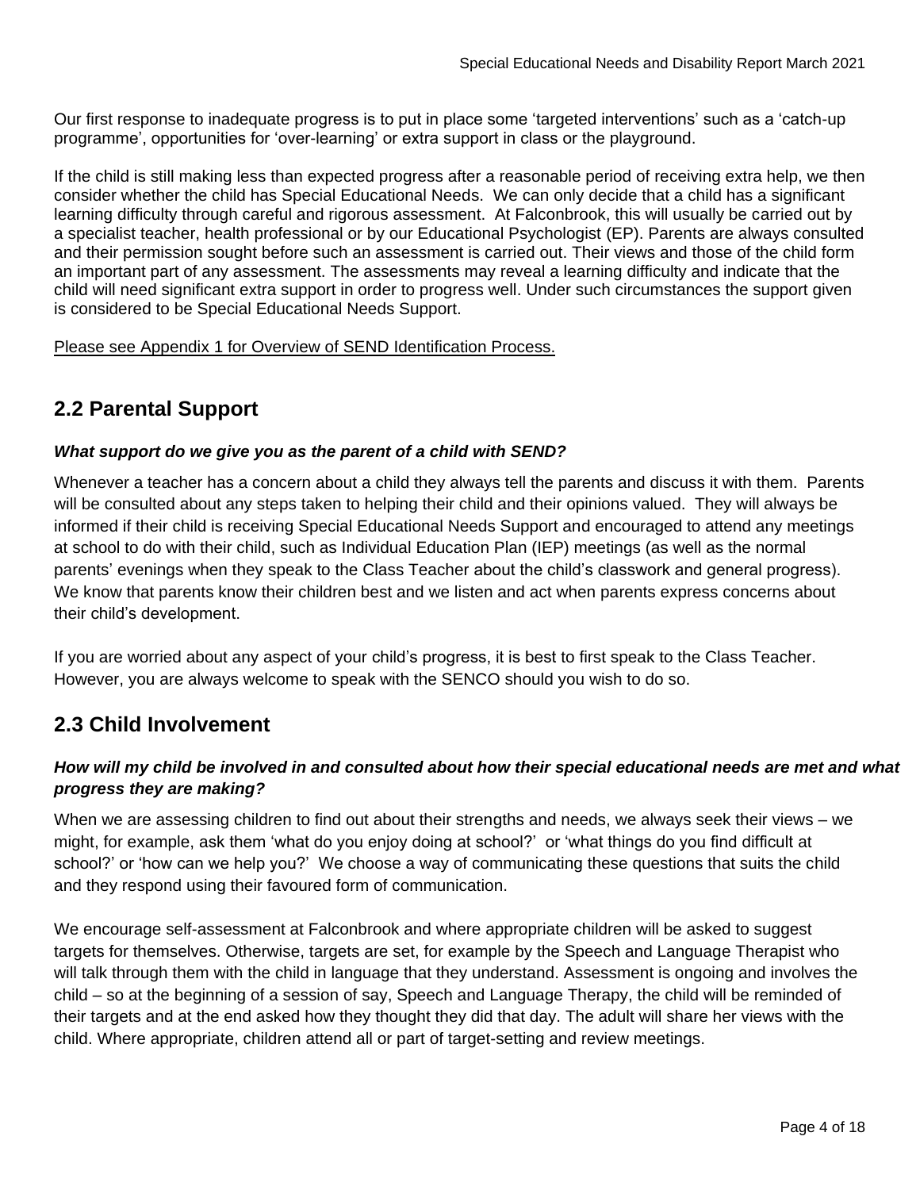Our first response to inadequate progress is to put in place some 'targeted interventions' such as a 'catch-up programme', opportunities for 'over-learning' or extra support in class or the playground.

If the child is still making less than expected progress after a reasonable period of receiving extra help, we then consider whether the child has Special Educational Needs. We can only decide that a child has a significant learning difficulty through careful and rigorous assessment. At Falconbrook, this will usually be carried out by a specialist teacher, health professional or by our Educational Psychologist (EP). Parents are always consulted and their permission sought before such an assessment is carried out. Their views and those of the child form an important part of any assessment. The assessments may reveal a learning difficulty and indicate that the child will need significant extra support in order to progress well. Under such circumstances the support given is considered to be Special Educational Needs Support.

Please see Appendix 1 for Overview of SEND Identification Process.

## 2.2 Parental Support

***What support do we give you as the parent of a child with SEND?***

Whenever a teacher has a concern about a child they always tell the parents and discuss it with them. Parents will be consulted about any steps taken to helping their child and their opinions valued. They will always be informed if their child is receiving Special Educational Needs Support and encouraged to attend any meetings at school to do with their child, such as Individual Education Plan (IEP) meetings (as well as the normal parents' evenings when they speak to the Class Teacher about the child's classwork and general progress). We know that parents know their children best and we listen and act when parents express concerns about their child's development.

If you are worried about any aspect of your child's progress, it is best to first speak to the Class Teacher. However, you are always welcome to speak with the SENCO should you wish to do so.

## 2.3 Child Involvement

***How will my child be involved in and consulted about how their special educational needs are met and what progress they are making?***

When we are assessing children to find out about their strengths and needs, we always seek their views – we might, for example, ask them 'what do you enjoy doing at school?' or 'what things do you find difficult at school?' or 'how can we help you?' We choose a way of communicating these questions that suits the child and they respond using their favoured form of communication.

We encourage self-assessment at Falconbrook and where appropriate children will be asked to suggest targets for themselves. Otherwise, targets are set, for example by the Speech and Language Therapist who will talk through them with the child in language that they understand. Assessment is ongoing and involves the child – so at the beginning of a session of say, Speech and Language Therapy, the child will be reminded of their targets and at the end asked how they thought they did that day. The adult will share her views with the child. Where appropriate, children attend all or part of target-setting and review meetings.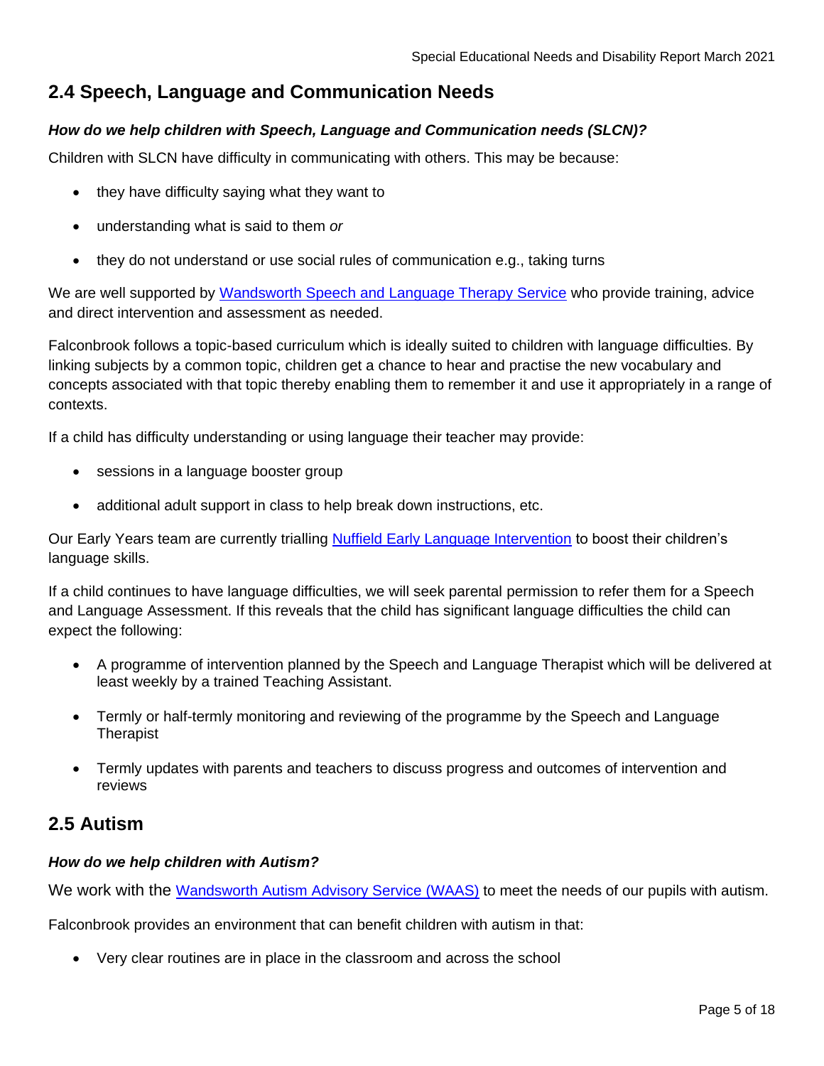## 2.4 Speech, Language and Communication Needs

***How do we help children with Speech, Language and Communication needs (SLCN)?***

Children with SLCN have difficulty in communicating with others. This may be because:

- they have difficulty saying what they want to
- understanding what is said to them *or*
- they do not understand or use social rules of communication e.g., taking turns

We are well supported by Wandsworth Speech and Language Therapy Service who provide training, advice and direct intervention and assessment as needed.

Falconbrook follows a topic-based curriculum which is ideally suited to children with language difficulties. By linking subjects by a common topic, children get a chance to hear and practise the new vocabulary and concepts associated with that topic thereby enabling them to remember it and use it appropriately in a range of contexts.

If a child has difficulty understanding or using language their teacher may provide:

- sessions in a language booster group
- additional adult support in class to help break down instructions, etc.

Our Early Years team are currently trialling Nuffield Early Language Intervention to boost their children's language skills.

If a child continues to have language difficulties, we will seek parental permission to refer them for a Speech and Language Assessment. If this reveals that the child has significant language difficulties the child can expect the following:

- A programme of intervention planned by the Speech and Language Therapist which will be delivered at least weekly by a trained Teaching Assistant.
- Termly or half-termly monitoring and reviewing of the programme by the Speech and Language Therapist
- Termly updates with parents and teachers to discuss progress and outcomes of intervention and reviews

## 2.5 Autism

***How do we help children with Autism?***

We work with the Wandsworth Autism Advisory Service (WAAS) to meet the needs of our pupils with autism.

Falconbrook provides an environment that can benefit children with autism in that:

- Very clear routines are in place in the classroom and across the school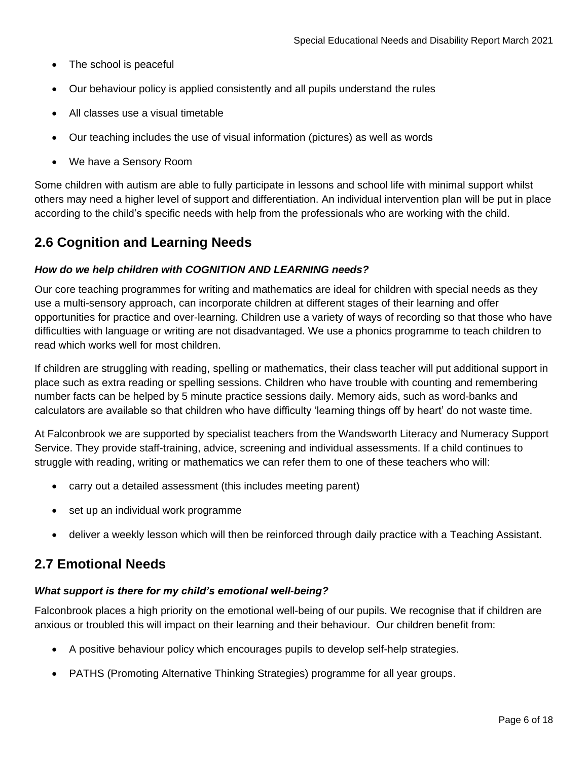- The school is peaceful
- Our behaviour policy is applied consistently and all pupils understand the rules
- All classes use a visual timetable
- Our teaching includes the use of visual information (pictures) as well as words
- We have a Sensory Room

Some children with autism are able to fully participate in lessons and school life with minimal support whilst others may need a higher level of support and differentiation. An individual intervention plan will be put in place according to the child's specific needs with help from the professionals who are working with the child.

## 2.6 Cognition and Learning Needs

***How do we help children with COGNITION AND LEARNING needs?***

Our core teaching programmes for writing and mathematics are ideal for children with special needs as they use a multi-sensory approach, can incorporate children at different stages of their learning and offer opportunities for practice and over-learning. Children use a variety of ways of recording so that those who have difficulties with language or writing are not disadvantaged. We use a phonics programme to teach children to read which works well for most children.

If children are struggling with reading, spelling or mathematics, their class teacher will put additional support in place such as extra reading or spelling sessions. Children who have trouble with counting and remembering number facts can be helped by 5 minute practice sessions daily. Memory aids, such as word-banks and calculators are available so that children who have difficulty 'learning things off by heart' do not waste time.

At Falconbrook we are supported by specialist teachers from the Wandsworth Literacy and Numeracy Support Service. They provide staff-training, advice, screening and individual assessments. If a child continues to struggle with reading, writing or mathematics we can refer them to one of these teachers who will:

- carry out a detailed assessment (this includes meeting parent)
- set up an individual work programme
- deliver a weekly lesson which will then be reinforced through daily practice with a Teaching Assistant.

## 2.7 Emotional Needs

***What support is there for my child's emotional well-being?***

Falconbrook places a high priority on the emotional well-being of our pupils. We recognise that if children are anxious or troubled this will impact on their learning and their behaviour. Our children benefit from:

- A positive behaviour policy which encourages pupils to develop self-help strategies.
- PATHS (Promoting Alternative Thinking Strategies) programme for all year groups.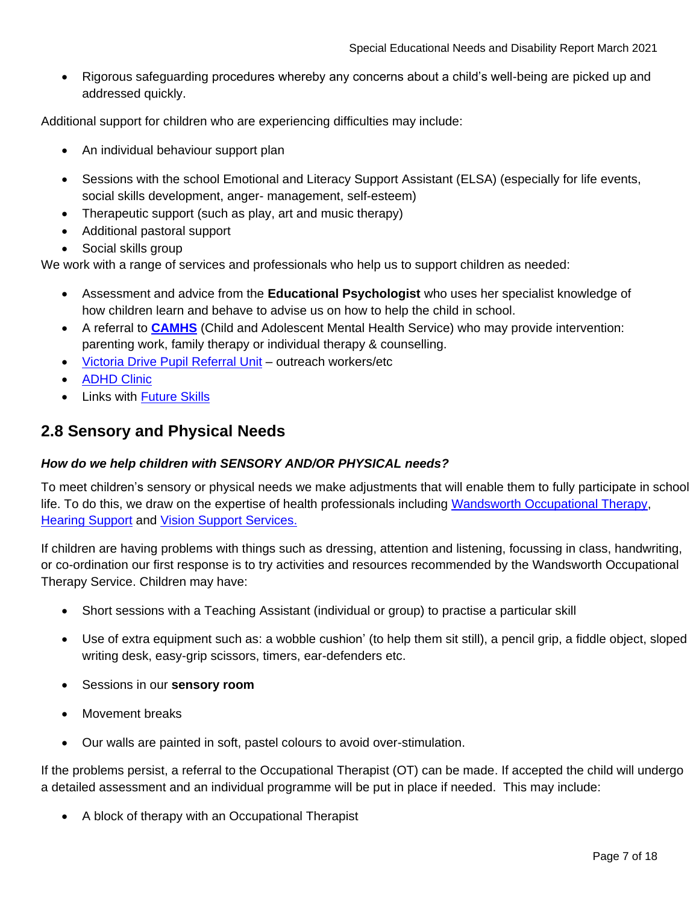- Rigorous safeguarding procedures whereby any concerns about a child's well-being are picked up and addressed quickly.

Additional support for children who are experiencing difficulties may include:

- An individual behaviour support plan
- Sessions with the school Emotional and Literacy Support Assistant (ELSA) (especially for life events, social skills development, anger- management, self-esteem)
- Therapeutic support (such as play, art and music therapy)
- Additional pastoral support
- Social skills group

We work with a range of services and professionals who help us to support children as needed:

- Assessment and advice from the **Educational Psychologist** who uses her specialist knowledge of how children learn and behave to advise us on how to help the child in school.
- A referral to **CAMHS** (Child and Adolescent Mental Health Service) who may provide intervention: parenting work, family therapy or individual therapy & counselling.
- Victoria Drive Pupil Referral Unit – outreach workers/etc
- ADHD Clinic
- Links with Future Skills

## 2.8 Sensory and Physical Needs

***How do we help children with SENSORY AND/OR PHYSICAL needs?***

To meet children's sensory or physical needs we make adjustments that will enable them to fully participate in school life. To do this, we draw on the expertise of health professionals including Wandsworth Occupational Therapy, Hearing Support and Vision Support Services.

If children are having problems with things such as dressing, attention and listening, focussing in class, handwriting, or co-ordination our first response is to try activities and resources recommended by the Wandsworth Occupational Therapy Service. Children may have:

- Short sessions with a Teaching Assistant (individual or group) to practise a particular skill
- Use of extra equipment such as: a wobble cushion' (to help them sit still), a pencil grip, a fiddle object, sloped writing desk, easy-grip scissors, timers, ear-defenders etc.
- Sessions in our **sensory room**
- Movement breaks
- Our walls are painted in soft, pastel colours to avoid over-stimulation.

If the problems persist, a referral to the Occupational Therapist (OT) can be made. If accepted the child will undergo a detailed assessment and an individual programme will be put in place if needed. This may include:

- A block of therapy with an Occupational Therapist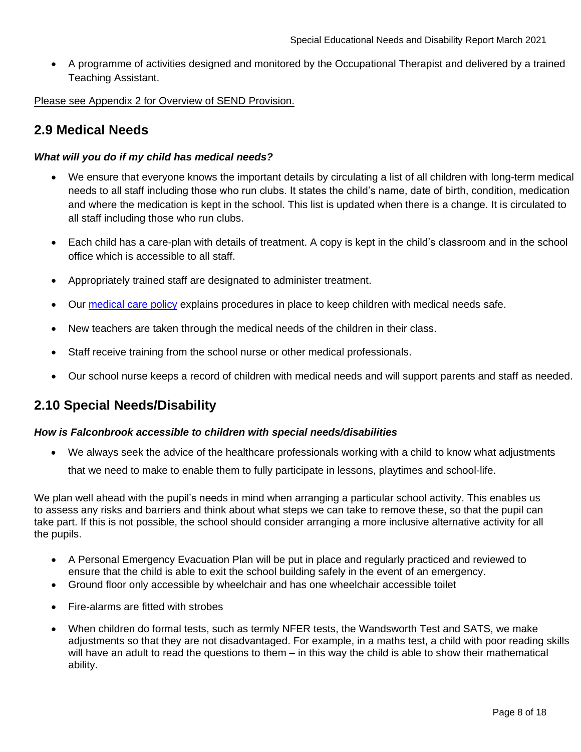- A programme of activities designed and monitored by the Occupational Therapist and delivered by a trained Teaching Assistant.

Please see Appendix 2 for Overview of SEND Provision.

## 2.9 Medical Needs

***What will you do if my child has medical needs?***

- We ensure that everyone knows the important details by circulating a list of all children with long-term medical needs to all staff including those who run clubs. It states the child's name, date of birth, condition, medication and where the medication is kept in the school. This list is updated when there is a change. It is circulated to all staff including those who run clubs.
- Each child has a care-plan with details of treatment. A copy is kept in the child's classroom and in the school office which is accessible to all staff.
- Appropriately trained staff are designated to administer treatment.
- Our medical care policy explains procedures in place to keep children with medical needs safe.
- New teachers are taken through the medical needs of the children in their class.
- Staff receive training from the school nurse or other medical professionals.
- Our school nurse keeps a record of children with medical needs and will support parents and staff as needed.

## 2.10 Special Needs/Disability

***How is Falconbrook accessible to children with special needs/disabilities***

- We always seek the advice of the healthcare professionals working with a child to know what adjustments that we need to make to enable them to fully participate in lessons, playtimes and school-life.

We plan well ahead with the pupil's needs in mind when arranging a particular school activity. This enables us to assess any risks and barriers and think about what steps we can take to remove these, so that the pupil can take part. If this is not possible, the school should consider arranging a more inclusive alternative activity for all the pupils.

- A Personal Emergency Evacuation Plan will be put in place and regularly practiced and reviewed to ensure that the child is able to exit the school building safely in the event of an emergency.
- Ground floor only accessible by wheelchair and has one wheelchair accessible toilet
- Fire-alarms are fitted with strobes
- When children do formal tests, such as termly NFER tests, the Wandsworth Test and SATS, we make adjustments so that they are not disadvantaged. For example, in a maths test, a child with poor reading skills will have an adult to read the questions to them – in this way the child is able to show their mathematical ability.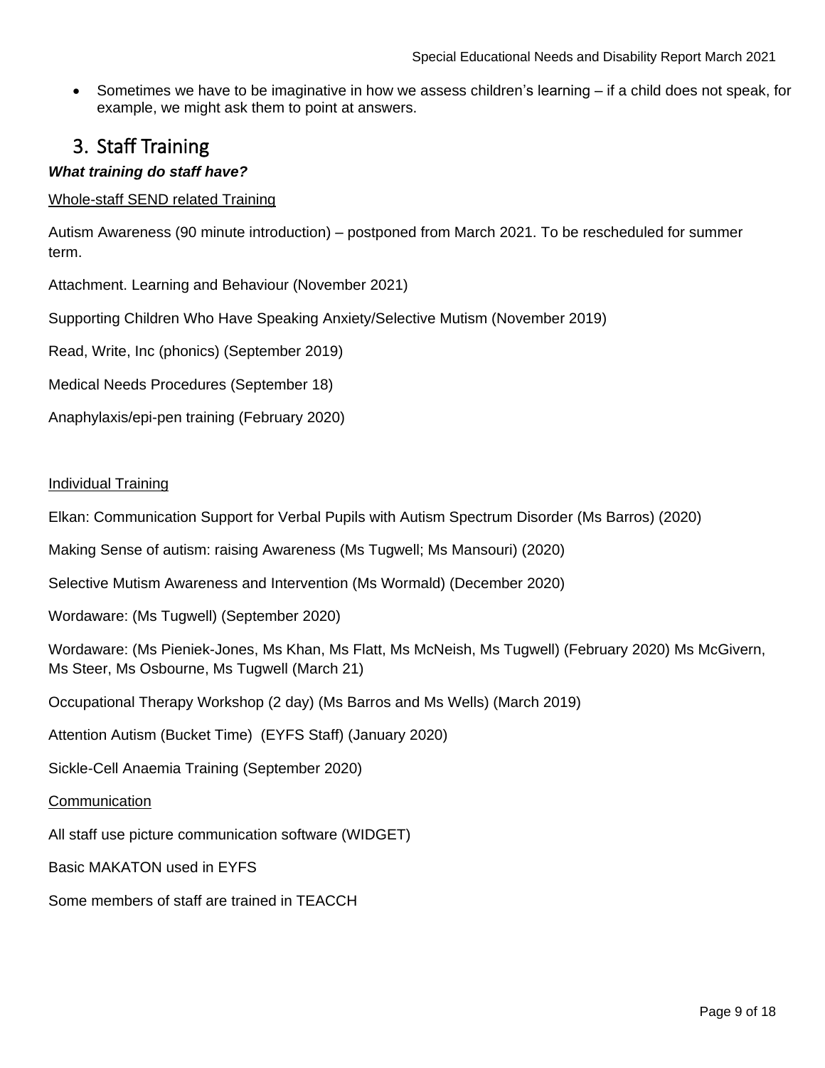- Sometimes we have to be imaginative in how we assess children's learning – if a child does not speak, for example, we might ask them to point at answers.

## 3. Staff Training

***What training do staff have?***

Whole-staff SEND related Training

Autism Awareness (90 minute introduction) – postponed from March 2021. To be rescheduled for summer term.

Attachment. Learning and Behaviour (November 2021)

Supporting Children Who Have Speaking Anxiety/Selective Mutism (November 2019)

Read, Write, Inc (phonics) (September 2019)

Medical Needs Procedures (September 18)

Anaphylaxis/epi-pen training (February 2020)

Individual Training

Elkan: Communication Support for Verbal Pupils with Autism Spectrum Disorder (Ms Barros) (2020)

Making Sense of autism: raising Awareness (Ms Tugwell; Ms Mansouri) (2020)

Selective Mutism Awareness and Intervention (Ms Wormald) (December 2020)

Wordaware: (Ms Tugwell) (September 2020)

Wordaware: (Ms Pieniek-Jones, Ms Khan, Ms Flatt, Ms McNeish, Ms Tugwell) (February 2020) Ms McGivern, Ms Steer, Ms Osbourne, Ms Tugwell (March 21)

Occupational Therapy Workshop (2 day) (Ms Barros and Ms Wells) (March 2019)

Attention Autism (Bucket Time) (EYFS Staff) (January 2020)

Sickle-Cell Anaemia Training (September 2020)

Communication

All staff use picture communication software (WIDGET)

Basic MAKATON used in EYFS

Some members of staff are trained in TEACCH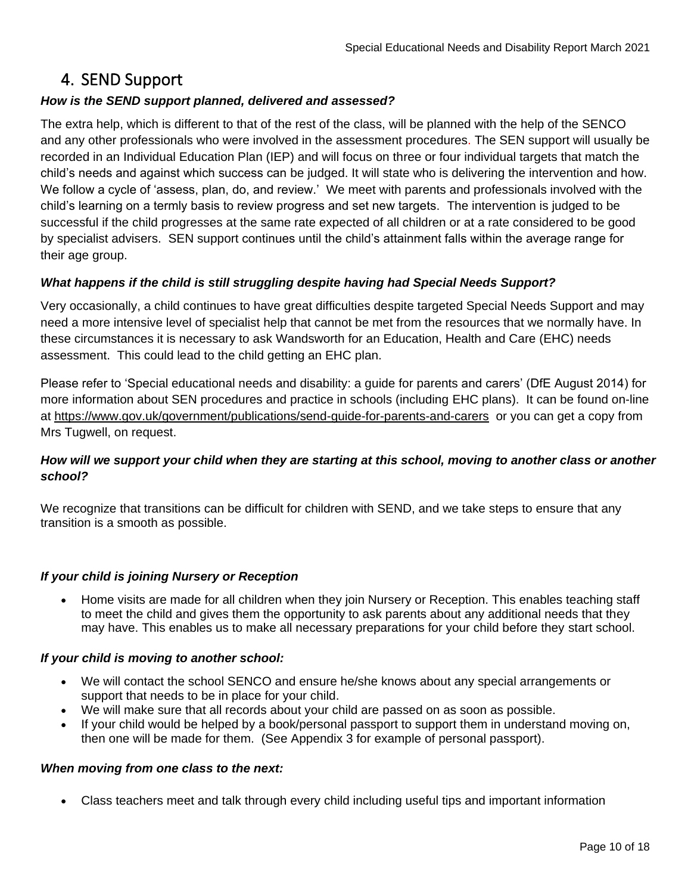## 4. SEND Support

***How is the SEND support planned, delivered and assessed?***

The extra help, which is different to that of the rest of the class, will be planned with the help of the SENCO and any other professionals who were involved in the assessment procedures. The SEN support will usually be recorded in an Individual Education Plan (IEP) and will focus on three or four individual targets that match the child's needs and against which success can be judged. It will state who is delivering the intervention and how. We follow a cycle of 'assess, plan, do, and review.' We meet with parents and professionals involved with the child's learning on a termly basis to review progress and set new targets. The intervention is judged to be successful if the child progresses at the same rate expected of all children or at a rate considered to be good by specialist advisers. SEN support continues until the child's attainment falls within the average range for their age group.

***What happens if the child is still struggling despite having had Special Needs Support?***

Very occasionally, a child continues to have great difficulties despite targeted Special Needs Support and may need a more intensive level of specialist help that cannot be met from the resources that we normally have. In these circumstances it is necessary to ask Wandsworth for an Education, Health and Care (EHC) needs assessment. This could lead to the child getting an EHC plan.

Please refer to 'Special educational needs and disability: a guide for parents and carers' (DfE August 2014) for more information about SEN procedures and practice in schools (including EHC plans). It can be found on-line at https://www.gov.uk/government/publications/send-guide-for-parents-and-carers or you can get a copy from Mrs Tugwell, on request.

***How will we support your child when they are starting at this school, moving to another class or another school?***

We recognize that transitions can be difficult for children with SEND, and we take steps to ensure that any transition is a smooth as possible.

***If your child is joining Nursery or Reception***

- Home visits are made for all children when they join Nursery or Reception. This enables teaching staff to meet the child and gives them the opportunity to ask parents about any additional needs that they may have. This enables us to make all necessary preparations for your child before they start school.

***If your child is moving to another school:***

- We will contact the school SENCO and ensure he/she knows about any special arrangements or support that needs to be in place for your child.
- We will make sure that all records about your child are passed on as soon as possible.
- If your child would be helped by a book/personal passport to support them in understand moving on, then one will be made for them. (See Appendix 3 for example of personal passport).

***When moving from one class to the next:***

- Class teachers meet and talk through every child including useful tips and important information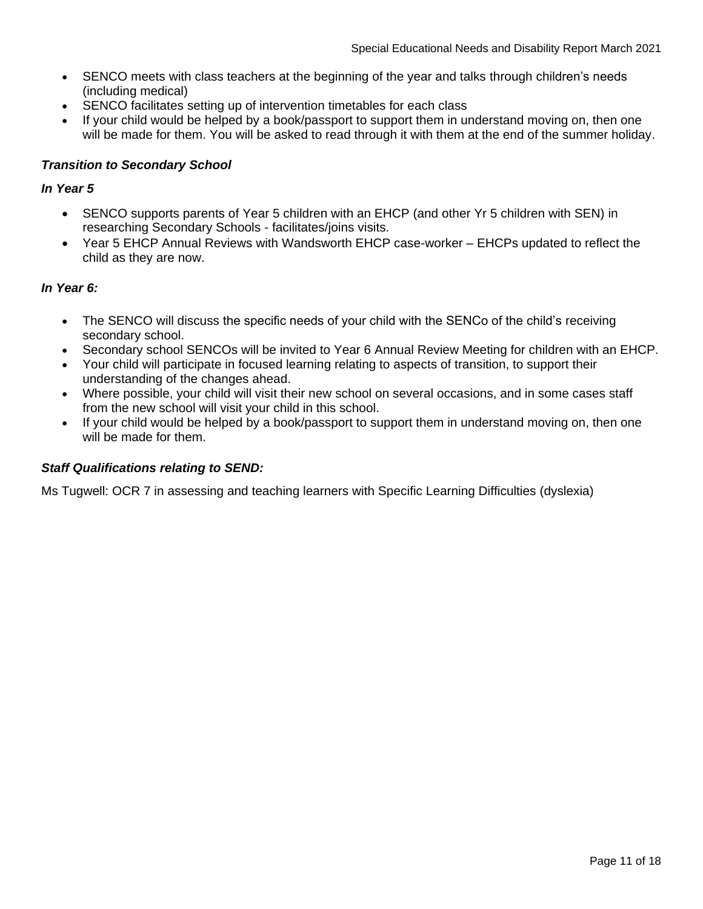- SENCO meets with class teachers at the beginning of the year and talks through children's needs (including medical)
- SENCO facilitates setting up of intervention timetables for each class
- If your child would be helped by a book/passport to support them in understand moving on, then one will be made for them. You will be asked to read through it with them at the end of the summer holiday.

***Transition to Secondary School***

***In Year 5***

- SENCO supports parents of Year 5 children with an EHCP (and other Yr 5 children with SEN) in researching Secondary Schools - facilitates/joins visits.
- Year 5 EHCP Annual Reviews with Wandsworth EHCP case-worker – EHCPs updated to reflect the child as they are now.

***In Year 6:***

- The SENCO will discuss the specific needs of your child with the SENCo of the child's receiving secondary school.
- Secondary school SENCOs will be invited to Year 6 Annual Review Meeting for children with an EHCP.
- Your child will participate in focused learning relating to aspects of transition, to support their understanding of the changes ahead.
- Where possible, your child will visit their new school on several occasions, and in some cases staff from the new school will visit your child in this school.
- If your child would be helped by a book/passport to support them in understand moving on, then one will be made for them.

***Staff Qualifications relating to SEND:***

Ms Tugwell: OCR 7 in assessing and teaching learners with Specific Learning Difficulties (dyslexia)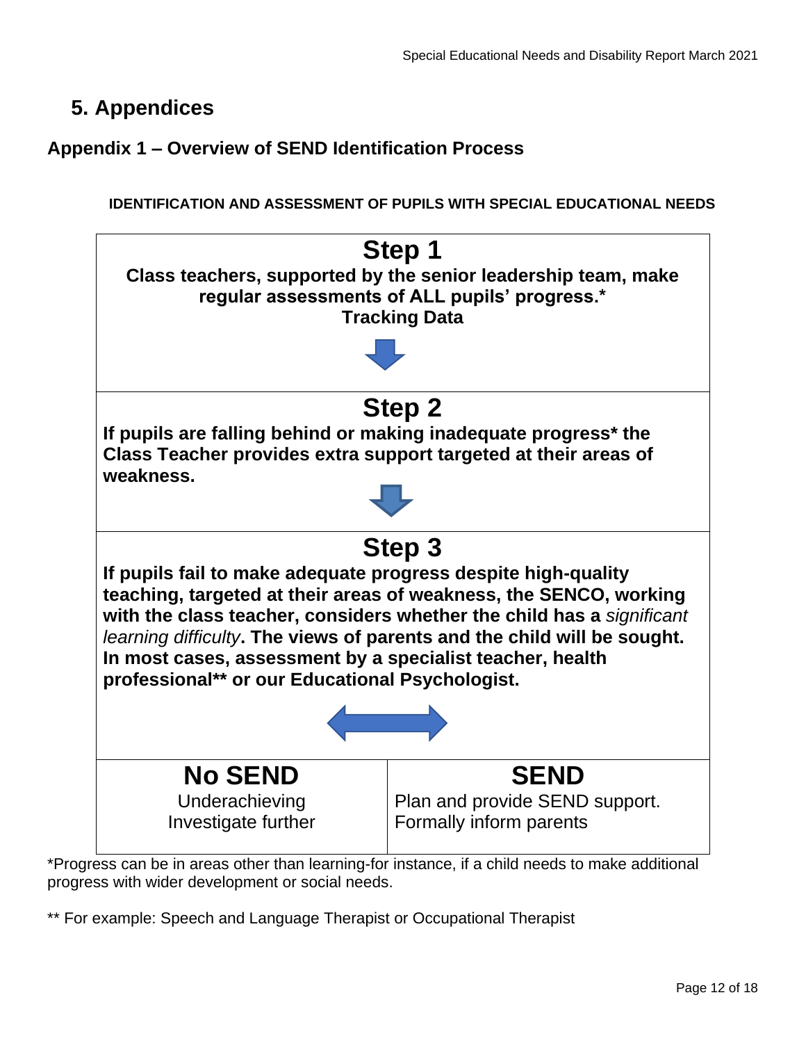# 5. Appendices

## Appendix 1 – Overview of SEND Identification Process

**IDENTIFICATION AND ASSESSMENT OF PUPILS WITH SPECIAL EDUCATIONAL NEEDS**

### Step 1

**Class teachers, supported by the senior leadership team, make regular assessments of ALL pupils' progress.***
**Tracking Data**

### Step 2

**If pupils are falling behind or making inadequate progress* the Class Teacher provides extra support targeted at their areas of weakness.**

### Step 3

**If pupils fail to make adequate progress despite high-quality teaching, targeted at their areas of weakness, the SENCO, working with the class teacher, considers whether the child has a** *significant learning difficulty***. The views of parents and the child will be sought. In most cases, assessment by a specialist teacher, health professional** or our Educational Psychologist.**

| No SEND | SEND |
| --- | --- |
| Underachieving<br>Investigate further | Plan and provide SEND support.<br>Formally inform parents |

*Progress can be in areas other than learning-for instance, if a child needs to make additional progress with wider development or social needs.

** For example: Speech and Language Therapist or Occupational Therapist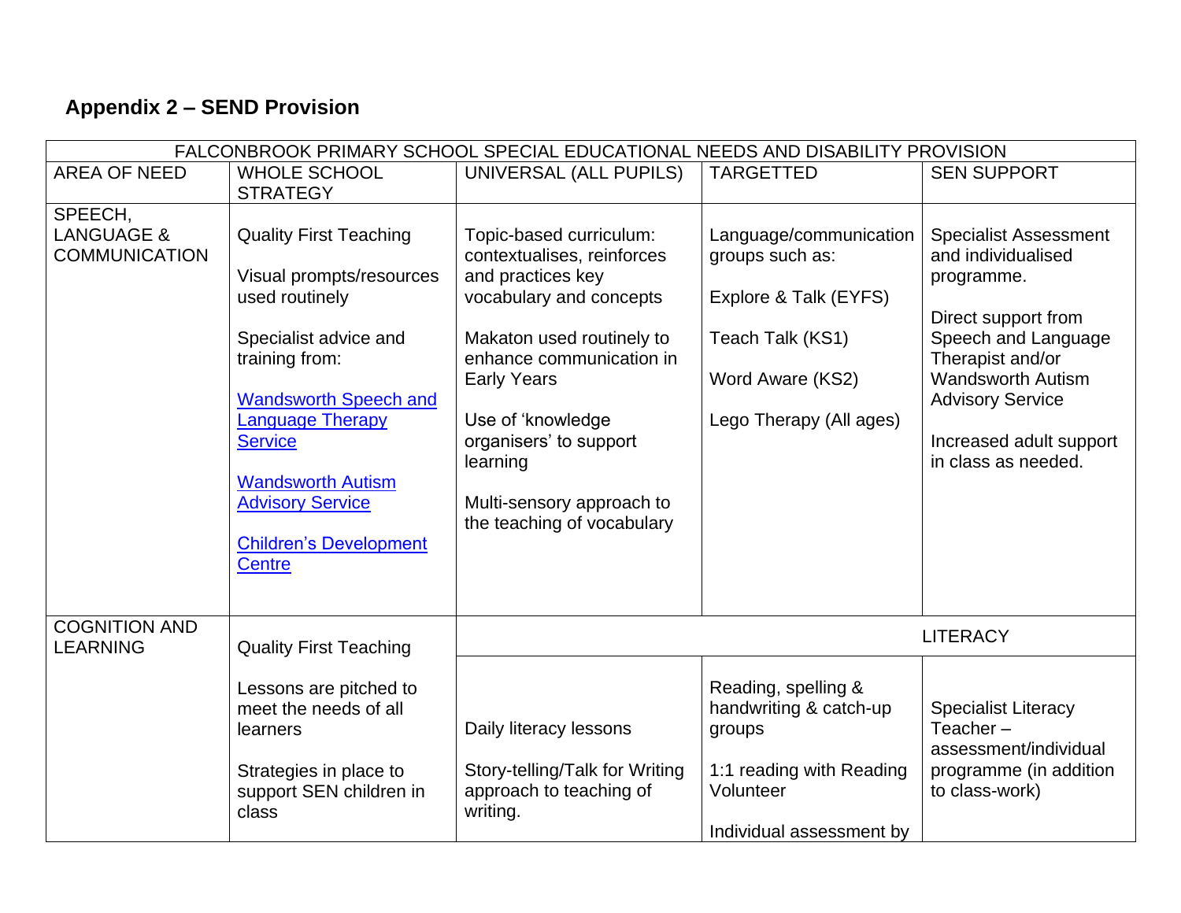## Appendix 2 – SEND Provision

| FALCONBROOK PRIMARY SCHOOL SPECIAL EDUCATIONAL NEEDS AND DISABILITY PROVISION | | | | |
|---|---|---|---|---|
| AREA OF NEED | WHOLE SCHOOL STRATEGY | UNIVERSAL (ALL PUPILS) | TARGETTED | SEN SUPPORT |
| SPEECH, LANGUAGE & COMMUNICATION | Quality First Teaching<br><br>Visual prompts/resources used routinely<br><br>Specialist advice and training from:<br><br>[Wandsworth Speech and Language Therapy Service]<br><br>[Wandsworth Autism Advisory Service]<br><br>[Children's Development Centre] | Topic-based curriculum: contextualises, reinforces and practices key vocabulary and concepts<br><br>Makaton used routinely to enhance communication in Early Years<br><br>Use of 'knowledge organisers' to support learning<br><br>Multi-sensory approach to the teaching of vocabulary | Language/communication groups such as:<br><br>Explore & Talk (EYFS)<br><br>Teach Talk (KS1)<br><br>Word Aware (KS2)<br><br>Lego Therapy (All ages) | Specialist Assessment and individualised programme.<br><br>Direct support from Speech and Language Therapist and/or Wandsworth Autism Advisory Service<br><br>Increased adult support in class as needed. |
| COGNITION AND LEARNING | Quality First Teaching<br><br>Lessons are pitched to meet the needs of all learners<br><br>Strategies in place to support SEN children in class | LITERACY | | |
| | | Daily literacy lessons<br><br>Story-telling/Talk for Writing approach to teaching of writing. | Reading, spelling & handwriting & catch-up groups<br><br>1:1 reading with Reading Volunteer<br><br>Individual assessment by | Specialist Literacy Teacher – assessment/individual programme (in addition to class-work) |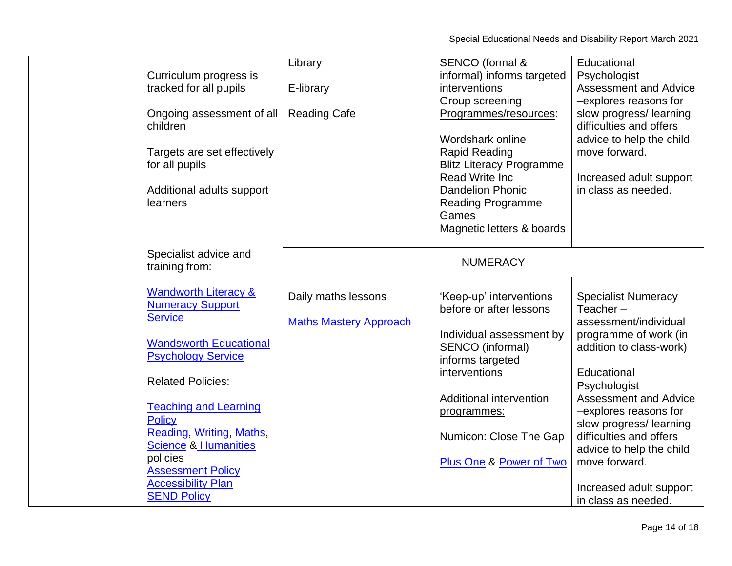| | | | | |
|---|---|---|---|---|
| | Curriculum progress is tracked for all pupils<br><br>Ongoing assessment of all children<br><br>Targets are set effectively for all pupils<br><br>Additional adults support learners | Library<br><br>E-library<br><br>Reading Cafe | SENCO (formal & informal) informs targeted interventions<br>Group screening<br>Programmes/resources:<br><br>Wordshark online<br>Rapid Reading<br>Blitz Literacy Programme<br>Read Write Inc<br>Dandelion Phonic<br>Reading Programme<br>Games<br>Magnetic letters & boards | Educational Psychologist Assessment and Advice –explores reasons for slow progress/ learning difficulties and offers advice to help the child move forward.<br><br>Increased adult support in class as needed. |
| | Specialist advice and training from: | NUMERACY | | |
| | Wandworth Literacy & Numeracy Support Service<br><br>Wandsworth Educational Psychology Service<br><br>Related Policies:<br><br>Teaching and Learning Policy<br>Reading, Writing, Maths, Science & Humanities policies<br>Assessment Policy<br>Accessibility Plan<br>SEND Policy | Daily maths lessons<br><br>Maths Mastery Approach | 'Keep-up' interventions before or after lessons<br><br>Individual assessment by SENCO (informal) informs targeted interventions<br><br>Additional intervention programmes:<br><br>Numicon: Close The Gap<br><br>Plus One & Power of Two | Specialist Numeracy Teacher – assessment/individual programme of work (in addition to class-work)<br><br>Educational Psychologist Assessment and Advice –explores reasons for slow progress/ learning difficulties and offers advice to help the child move forward.<br><br>Increased adult support in class as needed. |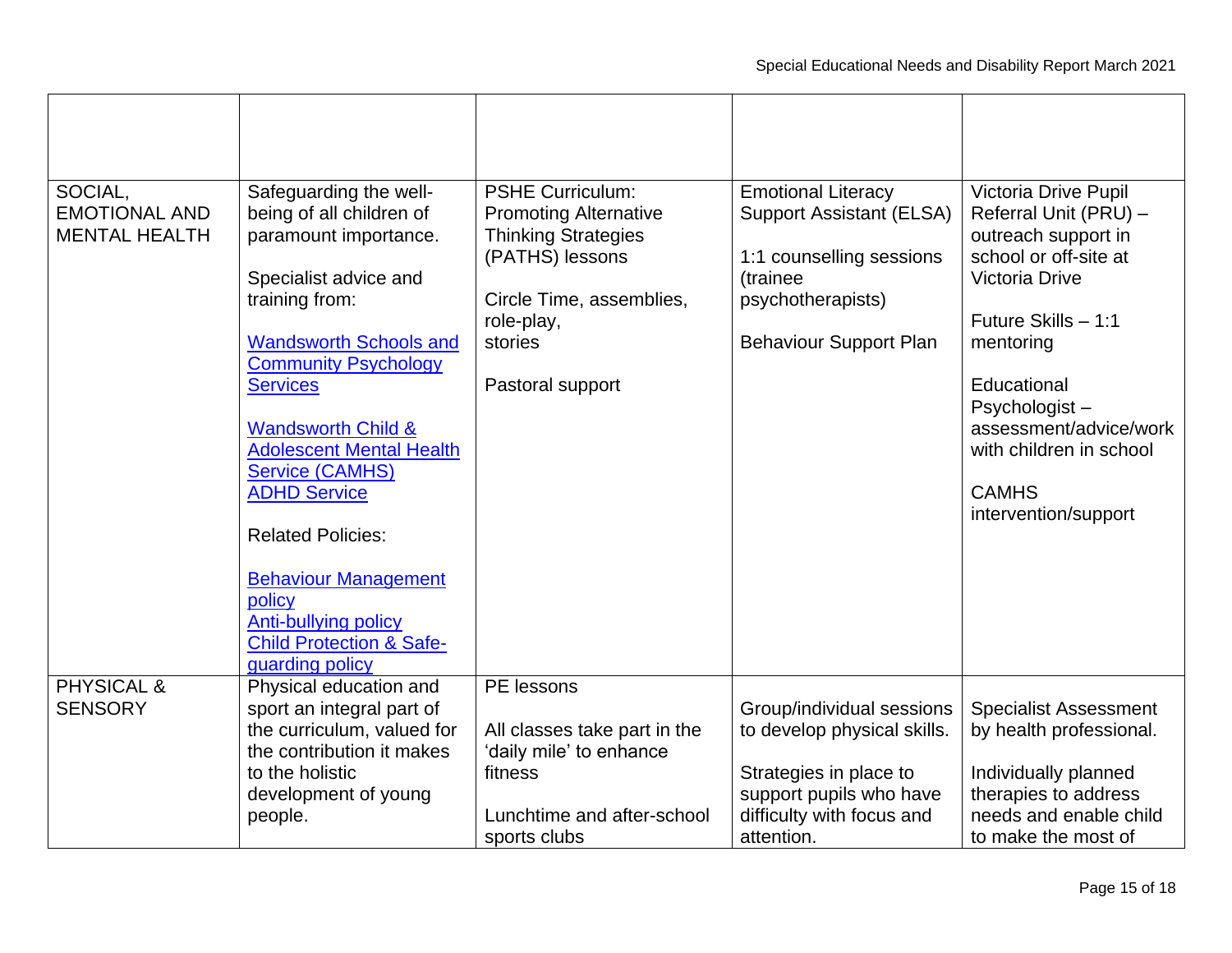| | | | | |
|---|---|---|---|---|
| SOCIAL, EMOTIONAL AND MENTAL HEALTH | Safeguarding the well-being of all children of paramount importance.<br><br>Specialist advice and training from:<br><br>Wandsworth Schools and Community Psychology Services<br><br>Wandsworth Child & Adolescent Mental Health Service (CAMHS)<br>ADHD Service<br><br>Related Policies:<br><br>Behaviour Management policy<br>Anti-bullying policy<br>Child Protection & Safe-guarding policy | PSHE Curriculum: Promoting Alternative Thinking Strategies (PATHS) lessons<br><br>Circle Time, assemblies, role-play, stories<br><br>Pastoral support | Emotional Literacy Support Assistant (ELSA)<br><br>1:1 counselling sessions (trainee psychotherapists)<br><br>Behaviour Support Plan | Victoria Drive Pupil Referral Unit (PRU) – outreach support in school or off-site at Victoria Drive<br><br>Future Skills – 1:1 mentoring<br><br>Educational Psychologist – assessment/advice/work with children in school<br><br>CAMHS intervention/support |
| PHYSICAL & SENSORY | Physical education and sport an integral part of the curriculum, valued for the contribution it makes to the holistic development of young people. | PE lessons<br><br>All classes take part in the 'daily mile' to enhance fitness<br><br>Lunchtime and after-school sports clubs | Group/individual sessions to develop physical skills.<br><br>Strategies in place to support pupils who have difficulty with focus and attention. | Specialist Assessment by health professional.<br><br>Individually planned therapies to address needs and enable child to make the most of |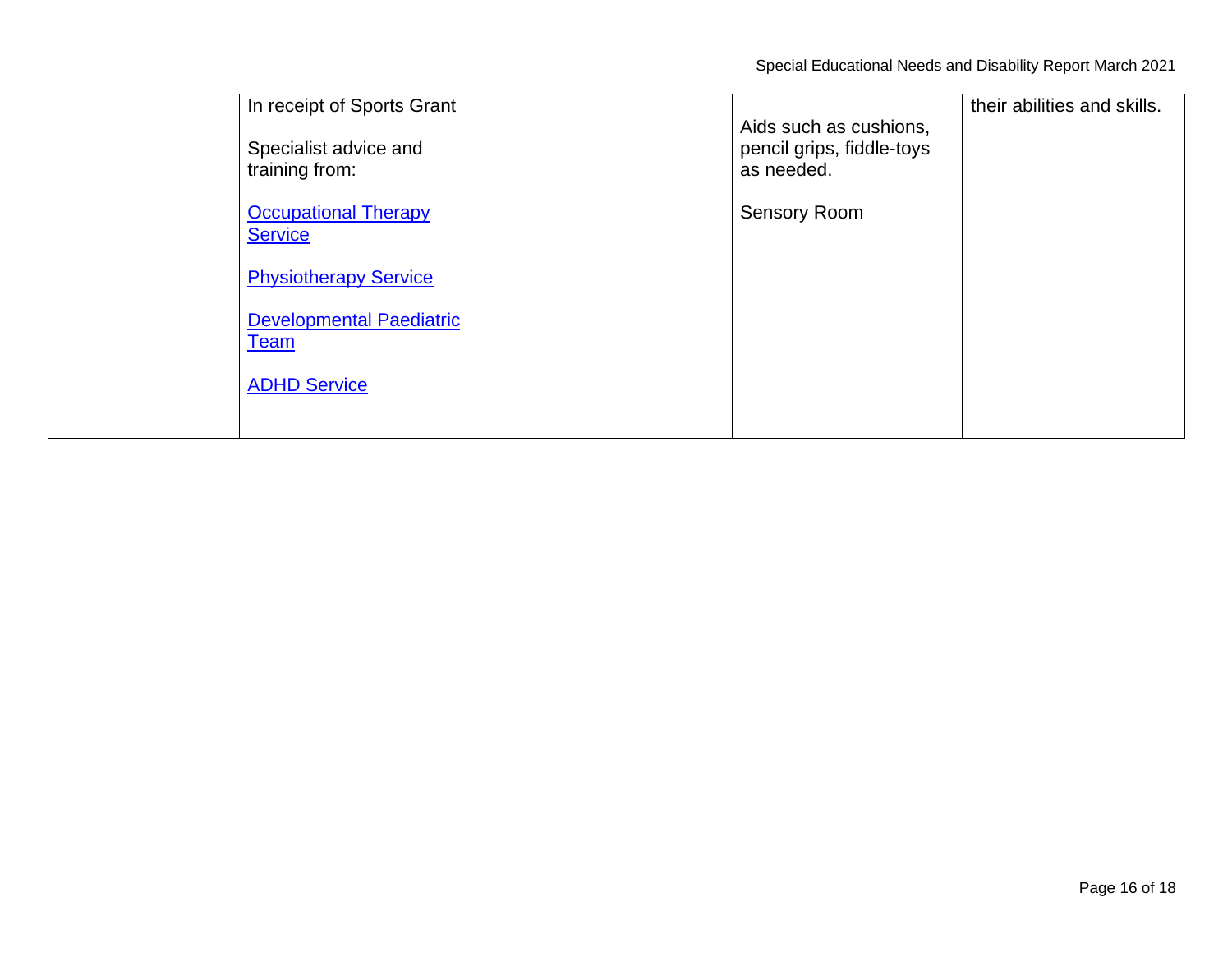|  | In receipt of Sports Grant<br><br>Specialist advice and training from:<br><br>Occupational Therapy Service<br><br>Physiotherapy Service<br><br>Developmental Paediatric Team<br><br>ADHD Service |  | Aids such as cushions, pencil grips, fiddle-toys as needed.<br><br>Sensory Room | their abilities and skills. |
|---|---|---|---|---|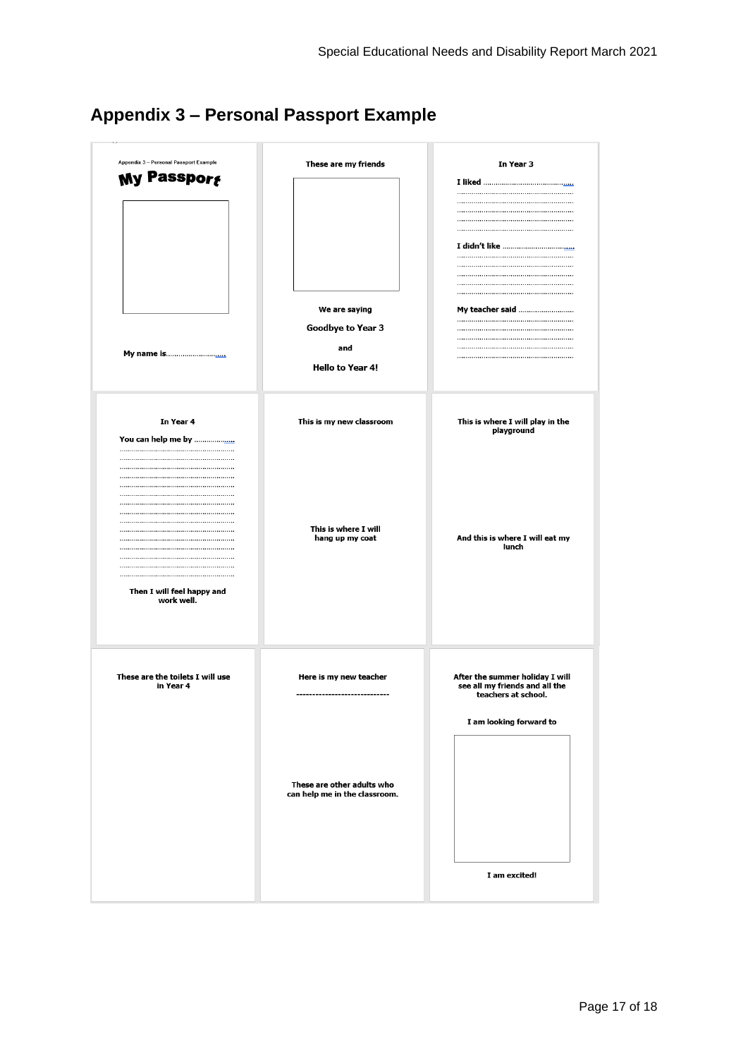## Appendix 3 – Personal Passport Example

Appendix 3 – Personal Passport Example

**My Passport**

My name is................................

---

**These are my friends**

We are saying

Goodbye to Year 3

and

Hello to Year 4!

---

**In Year 3**

I liked ..........................................................
..........................................................
..........................................................
..........................................................
..........................................................
..........................................................

I didn't like ..........................................................
..........................................................
..........................................................
..........................................................
..........................................................

My teacher said ..........................................................
..........................................................
..........................................................
..........................................................
..........................................................

---

**In Year 4**

You can help me by ..........................................................
..........................................................
..........................................................
..........................................................
..........................................................
..........................................................
..........................................................
..........................................................
..........................................................
..........................................................
..........................................................
..........................................................
..........................................................
..........................................................
..........................................................
..........................................................

Then I will feel happy and work well.

---

**This is my new classroom**

This is where I will hang up my coat

---

**This is where I will play in the playground**

And this is where I will eat my lunch

---

**These are the toilets I will use in Year 4**

---

**Here is my new teacher**

-----------------------------

These are other adults who can help me in the classroom.

---

**After the summer holiday I will see all my friends and all the teachers at school.**

I am looking forward to

I am excited!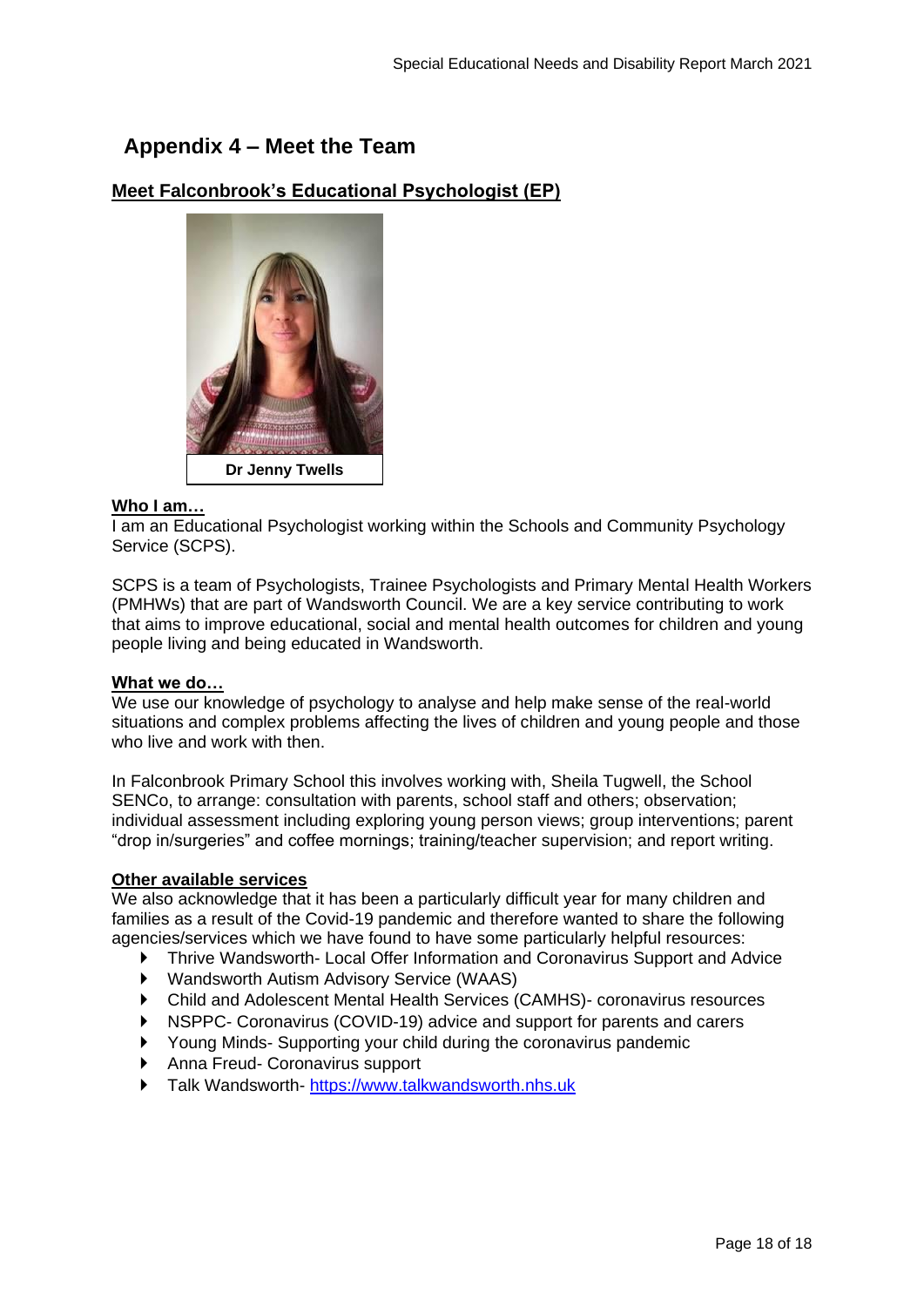## Appendix 4 – Meet the Team

### Meet Falconbrook's Educational Psychologist (EP)

**Dr Jenny Twells**

**Who I am…**

I am an Educational Psychologist working within the Schools and Community Psychology Service (SCPS).

SCPS is a team of Psychologists, Trainee Psychologists and Primary Mental Health Workers (PMHWs) that are part of Wandsworth Council. We are a key service contributing to work that aims to improve educational, social and mental health outcomes for children and young people living and being educated in Wandsworth.

**What we do…**

We use our knowledge of psychology to analyse and help make sense of the real-world situations and complex problems affecting the lives of children and young people and those who live and work with then.

In Falconbrook Primary School this involves working with, Sheila Tugwell, the School SENCo, to arrange: consultation with parents, school staff and others; observation; individual assessment including exploring young person views; group interventions; parent "drop in/surgeries" and coffee mornings; training/teacher supervision; and report writing.

**Other available services**

We also acknowledge that it has been a particularly difficult year for many children and families as a result of the Covid-19 pandemic and therefore wanted to share the following agencies/services which we have found to have some particularly helpful resources:

- Thrive Wandsworth- Local Offer Information and Coronavirus Support and Advice
- Wandsworth Autism Advisory Service (WAAS)
- Child and Adolescent Mental Health Services (CAMHS)- coronavirus resources
- NSPPC- Coronavirus (COVID-19) advice and support for parents and carers
- Young Minds- Supporting your child during the coronavirus pandemic
- Anna Freud- Coronavirus support
- Talk Wandsworth- https://www.talkwandsworth.nhs.uk